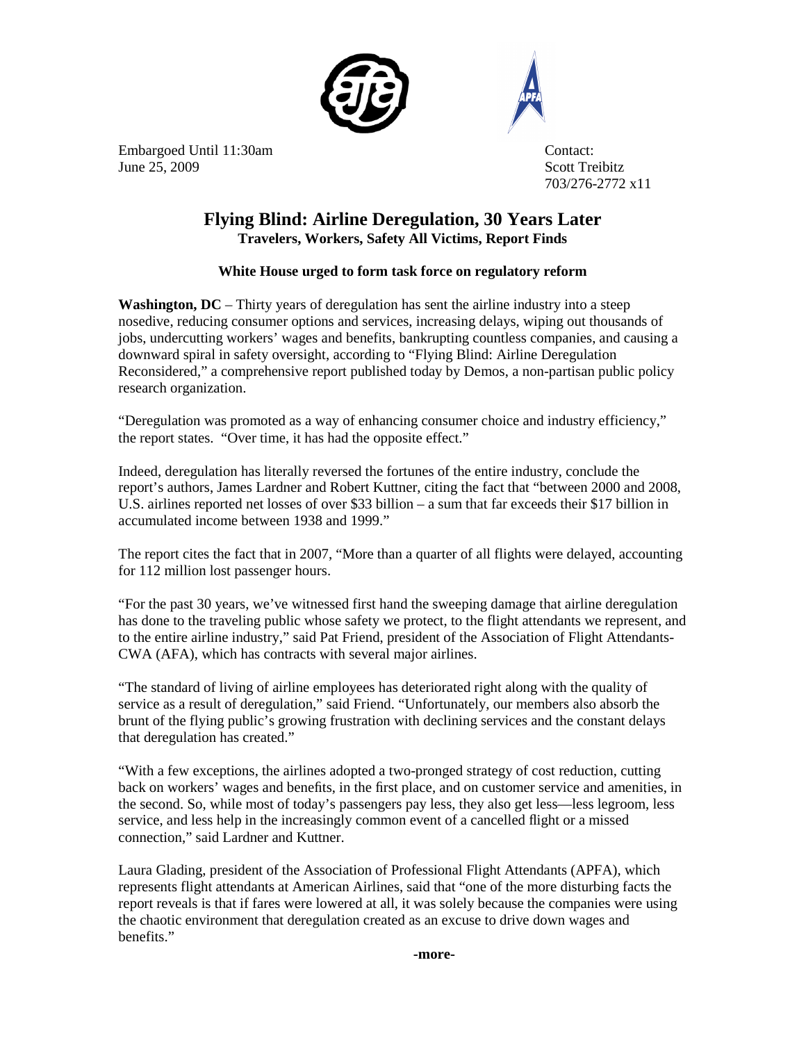Embargoed Until 11:30am
June 25, 2009

Contact:
Scott Treibitz
703/276-2772 x11

# Flying Blind: Airline Deregulation, 30 Years Later

**Travelers, Workers, Safety All Victims, Report Finds**

**White House urged to form task force on regulatory reform**

**Washington, DC** – Thirty years of deregulation has sent the airline industry into a steep nosedive, reducing consumer options and services, increasing delays, wiping out thousands of jobs, undercutting workers' wages and benefits, bankrupting countless companies, and causing a downward spiral in safety oversight, according to "Flying Blind: Airline Deregulation Reconsidered," a comprehensive report published today by Demos, a non-partisan public policy research organization.

"Deregulation was promoted as a way of enhancing consumer choice and industry efficiency," the report states. "Over time, it has had the opposite effect."

Indeed, deregulation has literally reversed the fortunes of the entire industry, conclude the report's authors, James Lardner and Robert Kuttner, citing the fact that "between 2000 and 2008, U.S. airlines reported net losses of over $33 billion – a sum that far exceeds their $17 billion in accumulated income between 1938 and 1999."

The report cites the fact that in 2007, "More than a quarter of all flights were delayed, accounting for 112 million lost passenger hours.

"For the past 30 years, we've witnessed first hand the sweeping damage that airline deregulation has done to the traveling public whose safety we protect, to the flight attendants we represent, and to the entire airline industry," said Pat Friend, president of the Association of Flight Attendants-CWA (AFA), which has contracts with several major airlines.

"The standard of living of airline employees has deteriorated right along with the quality of service as a result of deregulation," said Friend. "Unfortunately, our members also absorb the brunt of the flying public's growing frustration with declining services and the constant delays that deregulation has created."

"With a few exceptions, the airlines adopted a two-pronged strategy of cost reduction, cutting back on workers' wages and benefits, in the first place, and on customer service and amenities, in the second. So, while most of today's passengers pay less, they also get less—less legroom, less service, and less help in the increasingly common event of a cancelled flight or a missed connection," said Lardner and Kuttner.

Laura Glading, president of the Association of Professional Flight Attendants (APFA), which represents flight attendants at American Airlines, said that "one of the more disturbing facts the report reveals is that if fares were lowered at all, it was solely because the companies were using the chaotic environment that deregulation created as an excuse to drive down wages and benefits."

-more-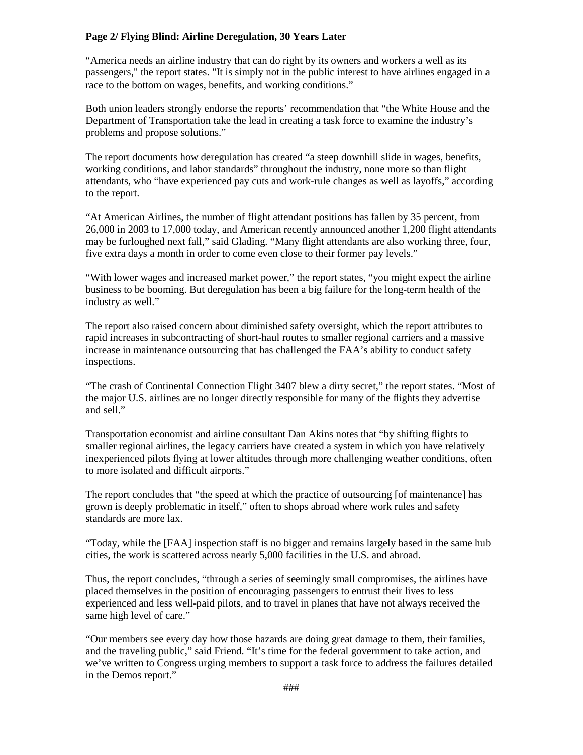"America needs an airline industry that can do right by its owners and workers a well as its passengers," the report states. "It is simply not in the public interest to have airlines engaged in a race to the bottom on wages, benefits, and working conditions."

Both union leaders strongly endorse the reports' recommendation that "the White House and the Department of Transportation take the lead in creating a task force to examine the industry's problems and propose solutions."

The report documents how deregulation has created "a steep downhill slide in wages, benefits, working conditions, and labor standards" throughout the industry, none more so than flight attendants, who "have experienced pay cuts and work-rule changes as well as layoffs," according to the report.

"At American Airlines, the number of flight attendant positions has fallen by 35 percent, from 26,000 in 2003 to 17,000 today, and American recently announced another 1,200 flight attendants may be furloughed next fall," said Glading. "Many flight attendants are also working three, four, five extra days a month in order to come even close to their former pay levels."

"With lower wages and increased market power," the report states, "you might expect the airline business to be booming. But deregulation has been a big failure for the long-term health of the industry as well."

The report also raised concern about diminished safety oversight, which the report attributes to rapid increases in subcontracting of short-haul routes to smaller regional carriers and a massive increase in maintenance outsourcing that has challenged the FAA's ability to conduct safety inspections.

"The crash of Continental Connection Flight 3407 blew a dirty secret," the report states. "Most of the major U.S. airlines are no longer directly responsible for many of the flights they advertise and sell."

Transportation economist and airline consultant Dan Akins notes that "by shifting flights to smaller regional airlines, the legacy carriers have created a system in which you have relatively inexperienced pilots flying at lower altitudes through more challenging weather conditions, often to more isolated and difficult airports."

The report concludes that "the speed at which the practice of outsourcing [of maintenance] has grown is deeply problematic in itself," often to shops abroad where work rules and safety standards are more lax.

"Today, while the [FAA] inspection staff is no bigger and remains largely based in the same hub cities, the work is scattered across nearly 5,000 facilities in the U.S. and abroad.

Thus, the report concludes, "through a series of seemingly small compromises, the airlines have placed themselves in the position of encouraging passengers to entrust their lives to less experienced and less well-paid pilots, and to travel in planes that have not always received the same high level of care."

"Our members see every day how those hazards are doing great damage to them, their families, and the traveling public," said Friend. "It's time for the federal government to take action, and we've written to Congress urging members to support a task force to address the failures detailed in the Demos report."

###